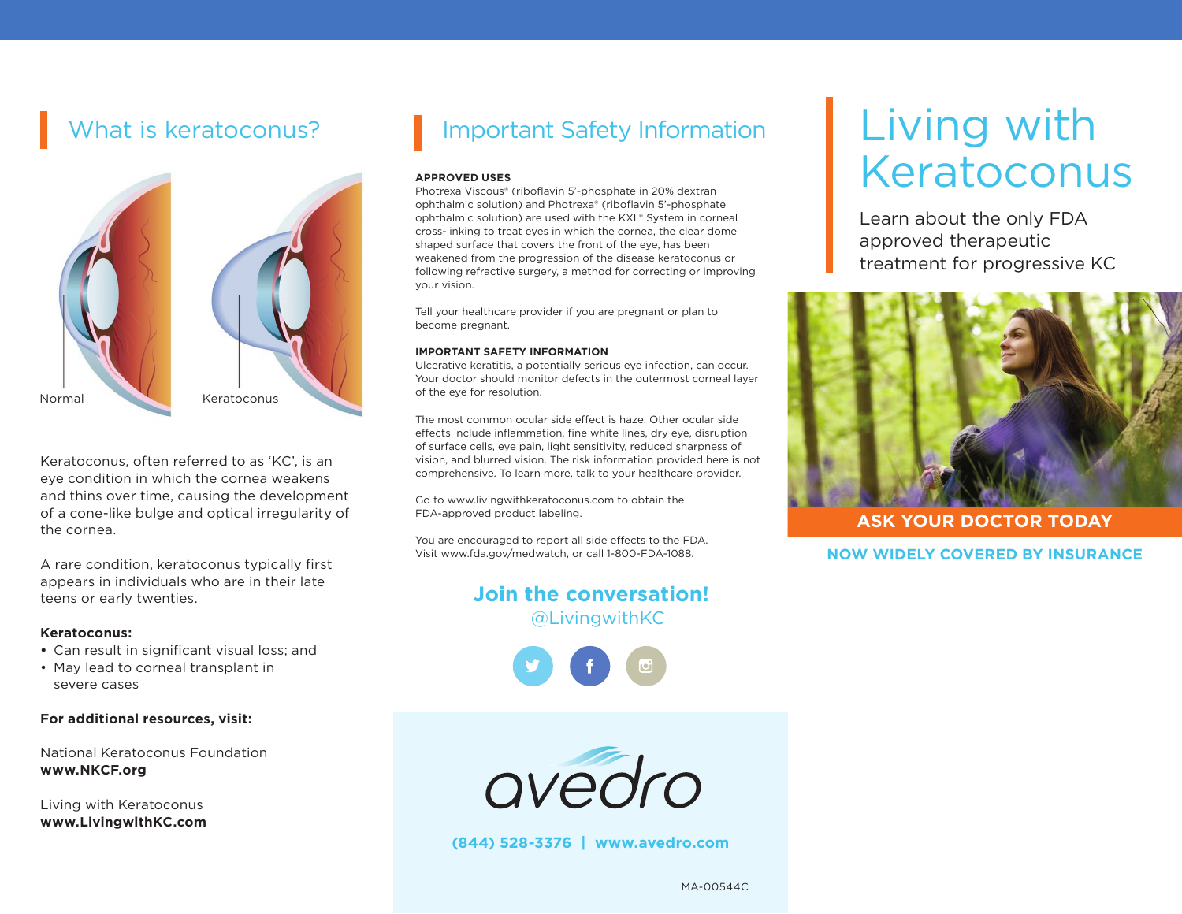## What is keratoconus?

Normal

Keratoconus

Keratoconus, often referred to as 'KC', is an eye condition in which the cornea weakens and thins over time, causing the development of a cone-like bulge and optical irregularity of the cornea.

A rare condition, keratoconus typically first appears in individuals who are in their late teens or early twenties.

**Keratoconus:**

- Can result in significant visual loss; and
- May lead to corneal transplant in severe cases

**For additional resources, visit:**

National Keratoconus Foundation
**www.NKCF.org**

Living with Keratoconus
**www.LivingwithKC.com**

## Important Safety Information

**APPROVED USES**

Photrexa Viscous® (riboflavin 5'-phosphate in 20% dextran ophthalmic solution) and Photrexa® (riboflavin 5'-phosphate ophthalmic solution) are used with the KXL® System in corneal cross-linking to treat eyes in which the cornea, the clear dome shaped surface that covers the front of the eye, has been weakened from the progression of the disease keratoconus or following refractive surgery, a method for correcting or improving your vision.

Tell your healthcare provider if you are pregnant or plan to become pregnant.

**IMPORTANT SAFETY INFORMATION**

Ulcerative keratitis, a potentially serious eye infection, can occur. Your doctor should monitor defects in the outermost corneal layer of the eye for resolution.

The most common ocular side effect is haze. Other ocular side effects include inflammation, fine white lines, dry eye, disruption of surface cells, eye pain, light sensitivity, reduced sharpness of vision, and blurred vision. The risk information provided here is not comprehensive. To learn more, talk to your healthcare provider.

Go to www.livingwithkeratoconus.com to obtain the FDA-approved product labeling.

You are encouraged to report all side effects to the FDA. Visit www.fda.gov/medwatch, or call 1-800-FDA-1088.

**Join the conversation!**
@LivingwithKC

avedro

**(844) 528-3376 | www.avedro.com**

MA-00544C

# Living with Keratoconus

Learn about the only FDA approved therapeutic treatment for progressive KC

**ASK YOUR DOCTOR TODAY**

**NOW WIDELY COVERED BY INSURANCE**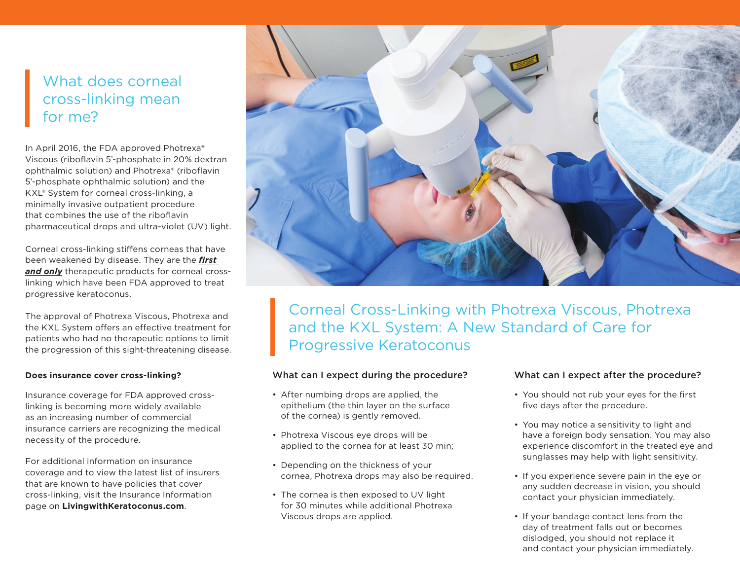## What does corneal cross-linking mean for me?

In April 2016, the FDA approved Photrexa® Viscous (riboflavin 5'-phosphate in 20% dextran ophthalmic solution) and Photrexa® (riboflavin 5'-phosphate ophthalmic solution) and the KXL® System for corneal cross-linking, a minimally invasive outpatient procedure that combines the use of the riboflavin pharmaceutical drops and ultra-violet (UV) light.

Corneal cross-linking stiffens corneas that have been weakened by disease. They are the ***first and only*** therapeutic products for corneal cross-linking which have been FDA approved to treat progressive keratoconus.

The approval of Photrexa Viscous, Photrexa and the KXL System offers an effective treatment for patients who had no therapeutic options to limit the progression of this sight-threatening disease.

**Does insurance cover cross-linking?**

Insurance coverage for FDA approved cross-linking is becoming more widely available as an increasing number of commercial insurance carriers are recognizing the medical necessity of the procedure.

For additional information on insurance coverage and to view the latest list of insurers that are known to have policies that cover cross-linking, visit the Insurance Information page on **LivingwithKeratoconus.com**.

## Corneal Cross-Linking with Photrexa Viscous, Photrexa and the KXL System: A New Standard of Care for Progressive Keratoconus

### What can I expect during the procedure?

- After numbing drops are applied, the epithelium (the thin layer on the surface of the cornea) is gently removed.
- Photrexa Viscous eye drops will be applied to the cornea for at least 30 min;
- Depending on the thickness of your cornea, Photrexa drops may also be required.
- The cornea is then exposed to UV light for 30 minutes while additional Photrexa Viscous drops are applied.

### What can I expect after the procedure?

- You should not rub your eyes for the first five days after the procedure.
- You may notice a sensitivity to light and have a foreign body sensation. You may also experience discomfort in the treated eye and sunglasses may help with light sensitivity.
- If you experience severe pain in the eye or any sudden decrease in vision, you should contact your physician immediately.
- If your bandage contact lens from the day of treatment falls out or becomes dislodged, you should not replace it and contact your physician immediately.